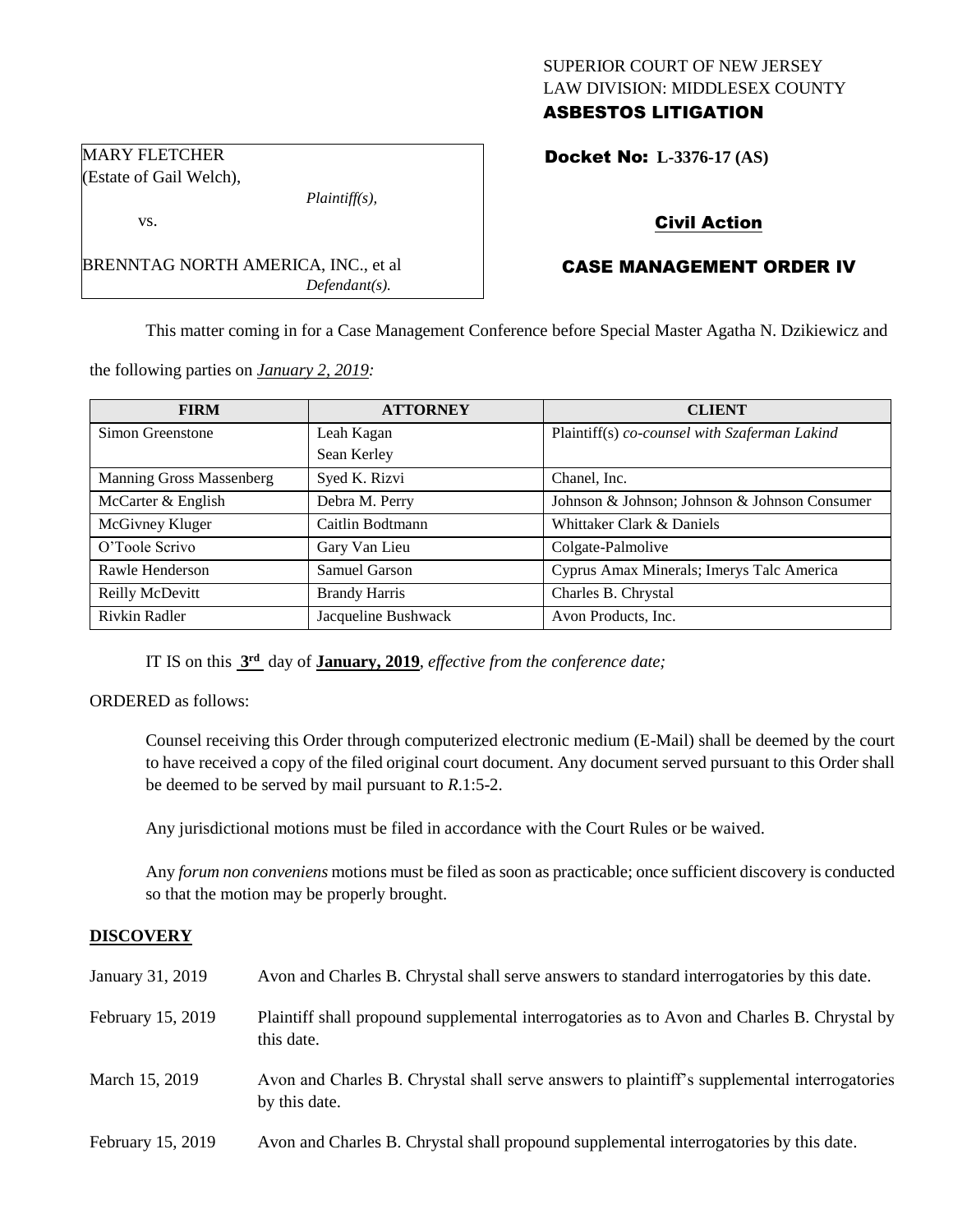SUPERIOR COURT OF NEW JERSEY
LAW DIVISION: MIDDLESEX COUNTY
**ASBESTOS LITIGATION**

MARY FLETCHER
(Estate of Gail Welch),
*Plaintiff(s),*
vs.

BRENNTAG NORTH AMERICA, INC., et al
*Defendant(s).*

**Docket No: L-3376-17 (AS)**

**Civil Action**

**CASE MANAGEMENT ORDER IV**

This matter coming in for a Case Management Conference before Special Master Agatha N. Dzikiewicz and the following parties on *January 2, 2019:*

| FIRM | ATTORNEY | CLIENT |
|---|---|---|
| Simon Greenstone | Leah Kagan<br>Sean Kerley | Plaintiff(s) *co-counsel with Szaferman Lakind* |
| Manning Gross Massenberg | Syed K. Rizvi | Chanel, Inc. |
| McCarter & English | Debra M. Perry | Johnson & Johnson; Johnson & Johnson Consumer |
| McGivney Kluger | Caitlin Bodtmann | Whittaker Clark & Daniels |
| O'Toole Scrivo | Gary Van Lieu | Colgate-Palmolive |
| Rawle Henderson | Samuel Garson | Cyprus Amax Minerals; Imerys Talc America |
| Reilly McDevitt | Brandy Harris | Charles B. Chrystal |
| Rivkin Radler | Jacqueline Bushwack | Avon Products, Inc. |

IT IS on this **3rd** day of **January, 2019**, *effective from the conference date;*

ORDERED as follows:

Counsel receiving this Order through computerized electronic medium (E-Mail) shall be deemed by the court to have received a copy of the filed original court document. Any document served pursuant to this Order shall be deemed to be served by mail pursuant to *R*.1:5-2.

Any jurisdictional motions must be filed in accordance with the Court Rules or be waived.

Any *forum non conveniens* motions must be filed as soon as practicable; once sufficient discovery is conducted so that the motion may be properly brought.

## DISCOVERY

| | |
|---|---|
| January 31, 2019 | Avon and Charles B. Chrystal shall serve answers to standard interrogatories by this date. |
| February 15, 2019 | Plaintiff shall propound supplemental interrogatories as to Avon and Charles B. Chrystal by this date. |
| March 15, 2019 | Avon and Charles B. Chrystal shall serve answers to plaintiff's supplemental interrogatories by this date. |
| February 15, 2019 | Avon and Charles B. Chrystal shall propound supplemental interrogatories by this date. |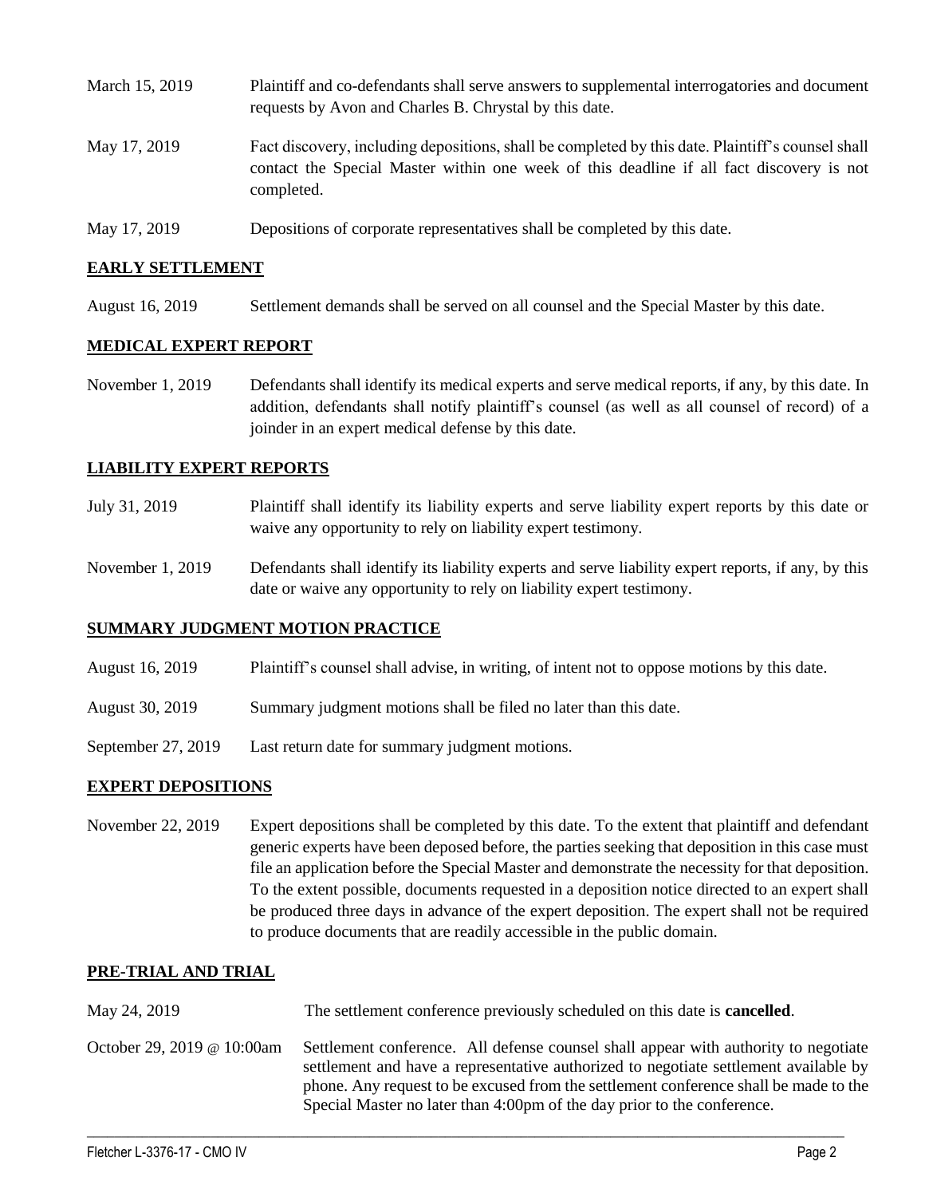| | |
|---|---|
| March 15, 2019 | Plaintiff and co-defendants shall serve answers to supplemental interrogatories and document requests by Avon and Charles B. Chrystal by this date. |
| May 17, 2019 | Fact discovery, including depositions, shall be completed by this date. Plaintiff's counsel shall contact the Special Master within one week of this deadline if all fact discovery is not completed. |
| May 17, 2019 | Depositions of corporate representatives shall be completed by this date. |

## EARLY SETTLEMENT

| | |
|---|---|
| August 16, 2019 | Settlement demands shall be served on all counsel and the Special Master by this date. |

## MEDICAL EXPERT REPORT

| | |
|---|---|
| November 1, 2019 | Defendants shall identify its medical experts and serve medical reports, if any, by this date. In addition, defendants shall notify plaintiff's counsel (as well as all counsel of record) of a joinder in an expert medical defense by this date. |

## LIABILITY EXPERT REPORTS

| | |
|---|---|
| July 31, 2019 | Plaintiff shall identify its liability experts and serve liability expert reports by this date or waive any opportunity to rely on liability expert testimony. |
| November 1, 2019 | Defendants shall identify its liability experts and serve liability expert reports, if any, by this date or waive any opportunity to rely on liability expert testimony. |

## SUMMARY JUDGMENT MOTION PRACTICE

| | |
|---|---|
| August 16, 2019 | Plaintiff's counsel shall advise, in writing, of intent not to oppose motions by this date. |
| August 30, 2019 | Summary judgment motions shall be filed no later than this date. |
| September 27, 2019 | Last return date for summary judgment motions. |

## EXPERT DEPOSITIONS

| | |
|---|---|
| November 22, 2019 | Expert depositions shall be completed by this date. To the extent that plaintiff and defendant generic experts have been deposed before, the parties seeking that deposition in this case must file an application before the Special Master and demonstrate the necessity for that deposition. To the extent possible, documents requested in a deposition notice directed to an expert shall be produced three days in advance of the expert deposition. The expert shall not be required to produce documents that are readily accessible in the public domain. |

## PRE-TRIAL AND TRIAL

| | |
|---|---|
| May 24, 2019 | The settlement conference previously scheduled on this date is **cancelled**. |
| October 29, 2019 @ 10:00am | Settlement conference. All defense counsel shall appear with authority to negotiate settlement and have a representative authorized to negotiate settlement available by phone. Any request to be excused from the settlement conference shall be made to the Special Master no later than 4:00pm of the day prior to the conference. |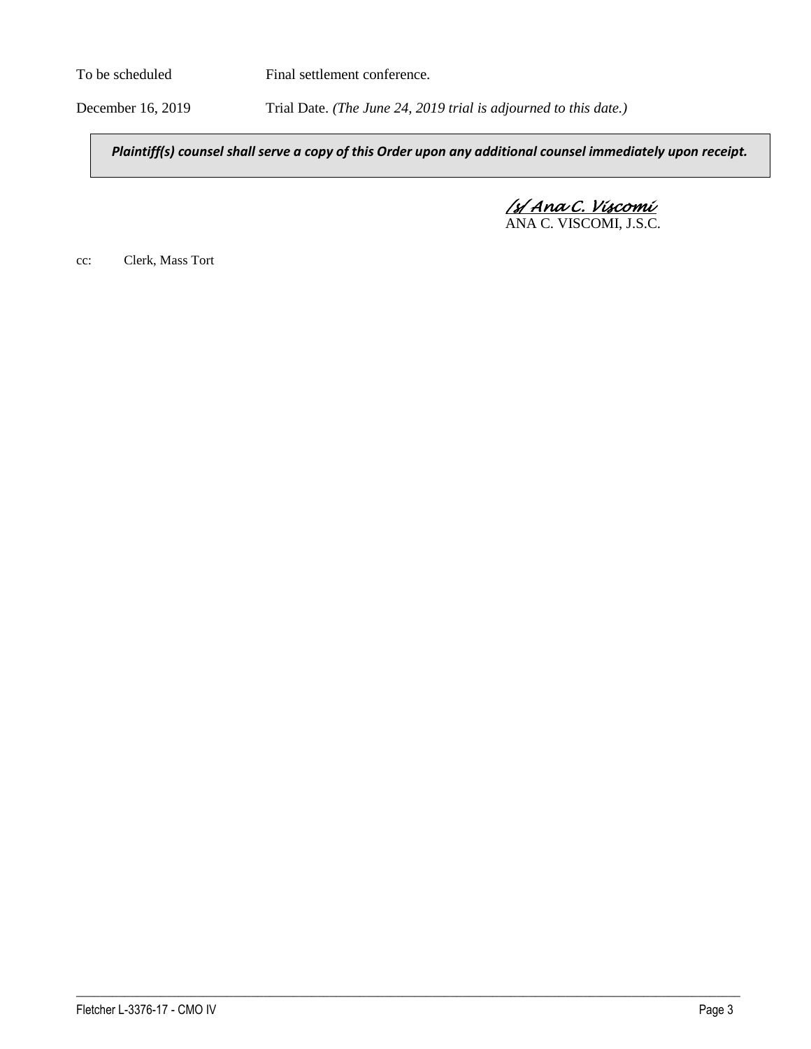| | |
|---|---|
| To be scheduled | Final settlement conference. |
| December 16, 2019 | Trial Date. *(The June 24, 2019 trial is adjourned to this date.)* |

***Plaintiff(s) counsel shall serve a copy of this Order upon any additional counsel immediately upon receipt.***

*/s/ Ana C. Viscomi*
ANA C. VISCOMI, J.S.C.

cc: Clerk, Mass Tort